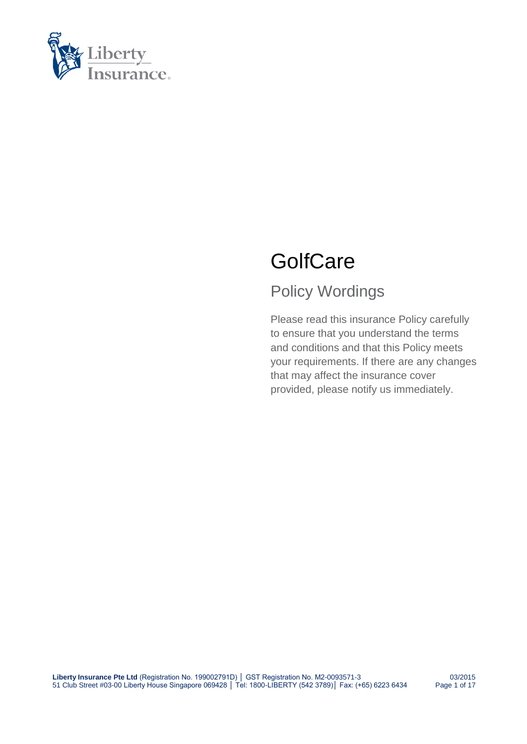# GolfCare

## Policy Wordings

Please read this insurance Policy carefully to ensure that you understand the terms and conditions and that this Policy meets your requirements. If there are any changes that may affect the insurance cover provided, please notify us immediately.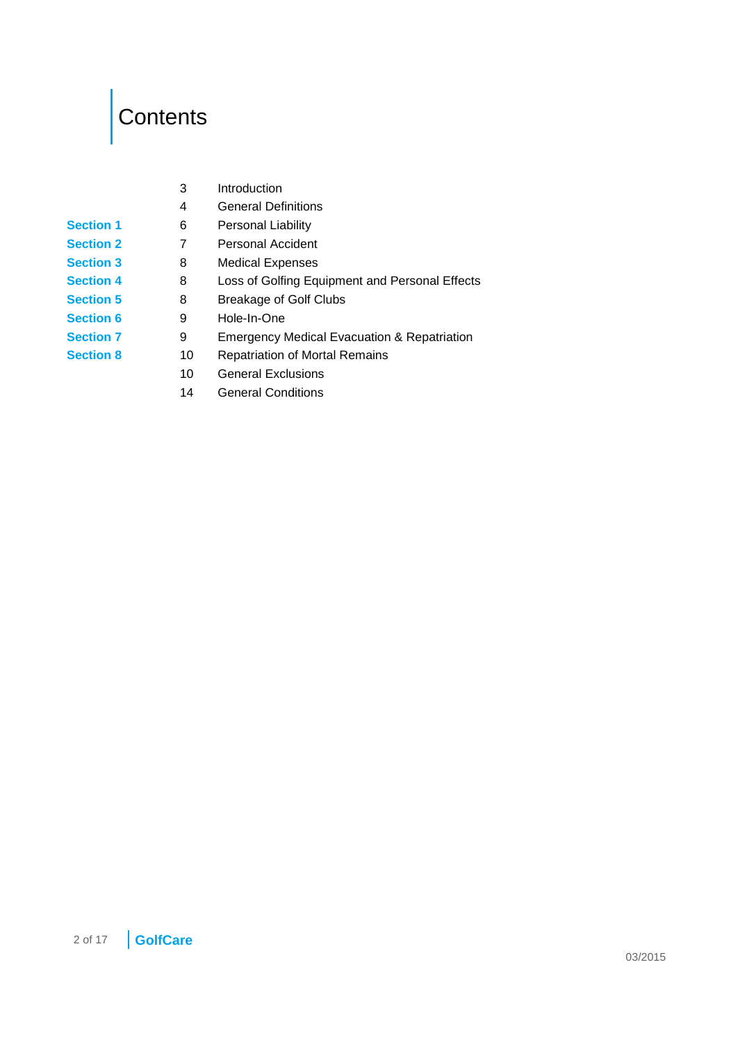# Contents

| | | |
|---|---|---|
| | 3 | Introduction |
| | 4 | General Definitions |
| **Section 1** | 6 | Personal Liability |
| **Section 2** | 7 | Personal Accident |
| **Section 3** | 8 | Medical Expenses |
| **Section 4** | 8 | Loss of Golfing Equipment and Personal Effects |
| **Section 5** | 8 | Breakage of Golf Clubs |
| **Section 6** | 9 | Hole-In-One |
| **Section 7** | 9 | Emergency Medical Evacuation & Repatriation |
| **Section 8** | 10 | Repatriation of Mortal Remains |
| | 10 | General Exclusions |
| | 14 | General Conditions |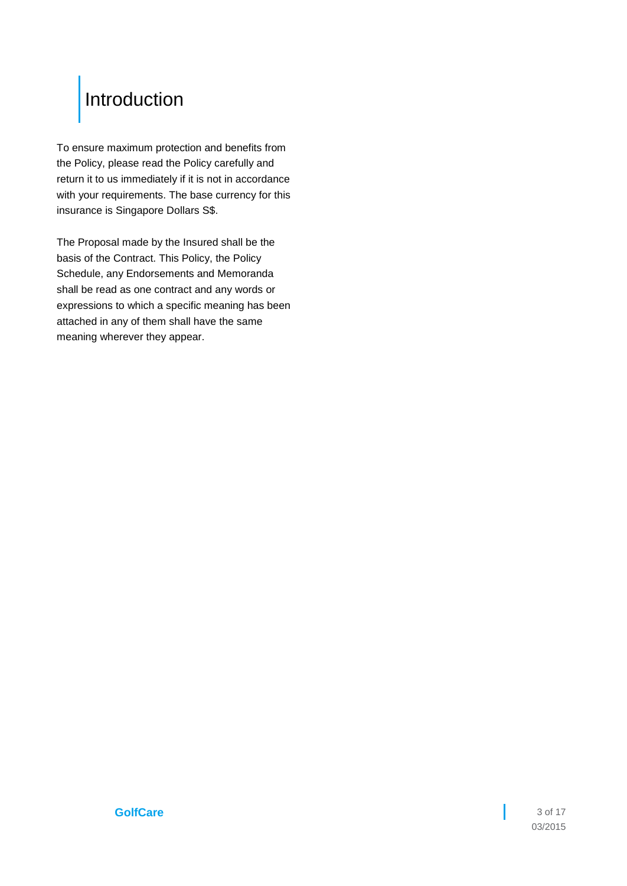# Introduction

To ensure maximum protection and benefits from the Policy, please read the Policy carefully and return it to us immediately if it is not in accordance with your requirements. The base currency for this insurance is Singapore Dollars S$.

The Proposal made by the Insured shall be the basis of the Contract. This Policy, the Policy Schedule, any Endorsements and Memoranda shall be read as one contract and any words or expressions to which a specific meaning has been attached in any of them shall have the same meaning wherever they appear.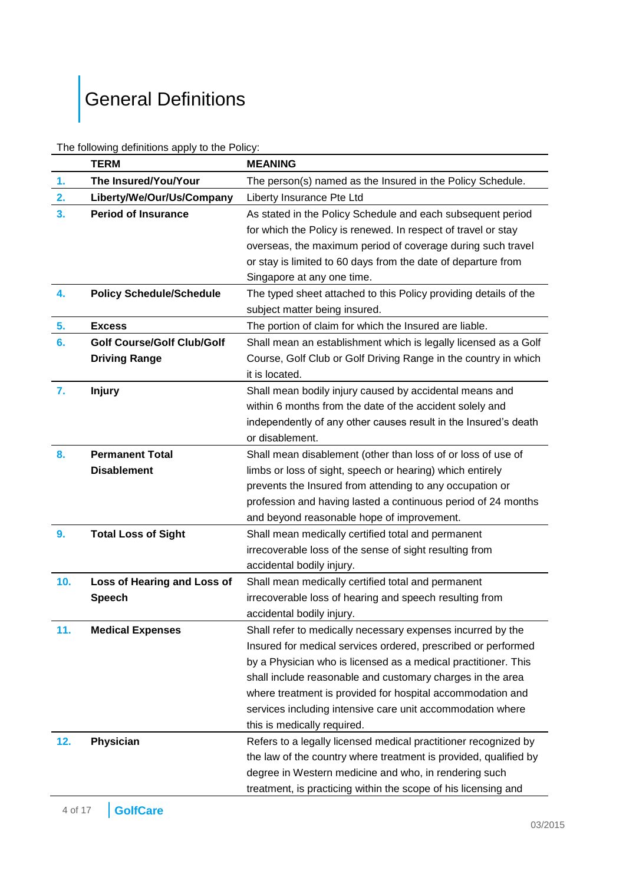# General Definitions

The following definitions apply to the Policy:

| | TERM | MEANING |
|---|---|---|
| 1. | The Insured/You/Your | The person(s) named as the Insured in the Policy Schedule. |
| 2. | Liberty/We/Our/Us/Company | Liberty Insurance Pte Ltd |
| 3. | Period of Insurance | As stated in the Policy Schedule and each subsequent period for which the Policy is renewed. In respect of travel or stay overseas, the maximum period of coverage during such travel or stay is limited to 60 days from the date of departure from Singapore at any one time. |
| 4. | Policy Schedule/Schedule | The typed sheet attached to this Policy providing details of the subject matter being insured. |
| 5. | Excess | The portion of claim for which the Insured are liable. |
| 6. | Golf Course/Golf Club/Golf Driving Range | Shall mean an establishment which is legally licensed as a Golf Course, Golf Club or Golf Driving Range in the country in which it is located. |
| 7. | Injury | Shall mean bodily injury caused by accidental means and within 6 months from the date of the accident solely and independently of any other causes result in the Insured's death or disablement. |
| 8. | Permanent Total Disablement | Shall mean disablement (other than loss of or loss of use of limbs or loss of sight, speech or hearing) which entirely prevents the Insured from attending to any occupation or profession and having lasted a continuous period of 24 months and beyond reasonable hope of improvement. |
| 9. | Total Loss of Sight | Shall mean medically certified total and permanent irrecoverable loss of the sense of sight resulting from accidental bodily injury. |
| 10. | Loss of Hearing and Loss of Speech | Shall mean medically certified total and permanent irrecoverable loss of hearing and speech resulting from accidental bodily injury. |
| 11. | Medical Expenses | Shall refer to medically necessary expenses incurred by the Insured for medical services ordered, prescribed or performed by a Physician who is licensed as a medical practitioner. This shall include reasonable and customary charges in the area where treatment is provided for hospital accommodation and services including intensive care unit accommodation where this is medically required. |
| 12. | Physician | Refers to a legally licensed medical practitioner recognized by the law of the country where treatment is provided, qualified by degree in Western medicine and who, in rendering such treatment, is practicing within the scope of his licensing and |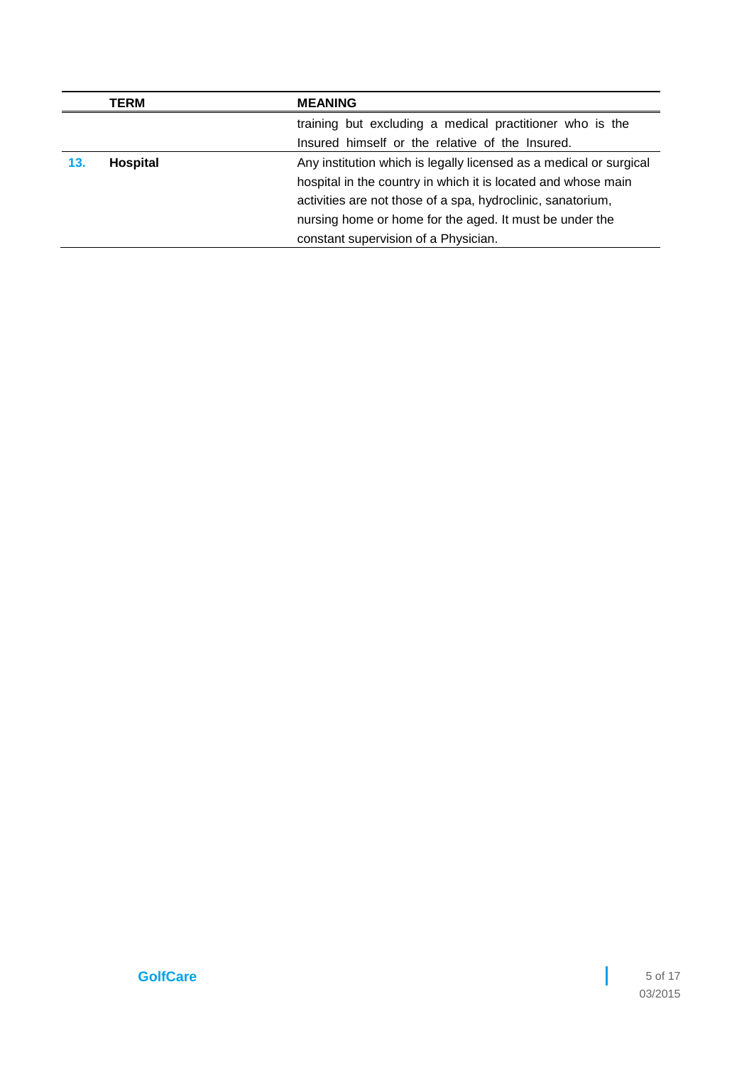| | TERM | MEANING |
|---|---|---|
| | | training but excluding a medical practitioner who is the Insured himself or the relative of the Insured. |
| **13.** | **Hospital** | Any institution which is legally licensed as a medical or surgical hospital in the country in which it is located and whose main activities are not those of a spa, hydroclinic, sanatorium, nursing home or home for the aged. It must be under the constant supervision of a Physician. |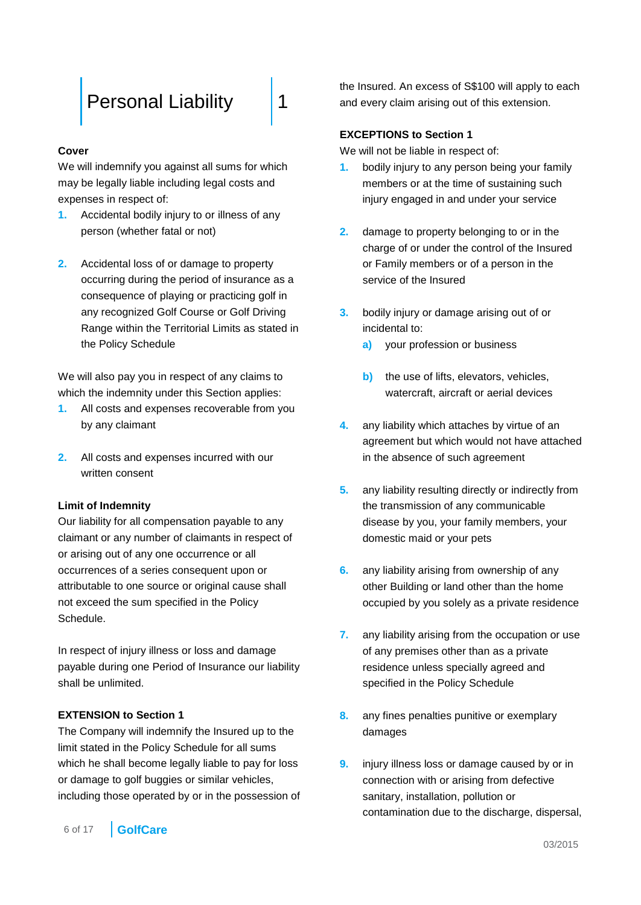# Personal Liability 1

**Cover**

We will indemnify you against all sums for which may be legally liable including legal costs and expenses in respect of:

1. Accidental bodily injury to or illness of any person (whether fatal or not)

2. Accidental loss of or damage to property occurring during the period of insurance as a consequence of playing or practicing golf in any recognized Golf Course or Golf Driving Range within the Territorial Limits as stated in the Policy Schedule

We will also pay you in respect of any claims to which the indemnity under this Section applies:

1. All costs and expenses recoverable from you by any claimant

2. All costs and expenses incurred with our written consent

**Limit of Indemnity**

Our liability for all compensation payable to any claimant or any number of claimants in respect of or arising out of any one occurrence or all occurrences of a series consequent upon or attributable to one source or original cause shall not exceed the sum specified in the Policy Schedule.

In respect of injury illness or loss and damage payable during one Period of Insurance our liability shall be unlimited.

**EXTENSION to Section 1**

The Company will indemnify the Insured up to the limit stated in the Policy Schedule for all sums which he shall become legally liable to pay for loss or damage to golf buggies or similar vehicles, including those operated by or in the possession of the Insured. An excess of S$100 will apply to each and every claim arising out of this extension.

**EXCEPTIONS to Section 1**

We will not be liable in respect of:

1. bodily injury to any person being your family members or at the time of sustaining such injury engaged in and under your service

2. damage to property belonging to or in the charge of or under the control of the Insured or Family members or of a person in the service of the Insured

3. bodily injury or damage arising out of or incidental to:

   a) your profession or business

   b) the use of lifts, elevators, vehicles, watercraft, aircraft or aerial devices

4. any liability which attaches by virtue of an agreement but which would not have attached in the absence of such agreement

5. any liability resulting directly or indirectly from the transmission of any communicable disease by you, your family members, your domestic maid or your pets

6. any liability arising from ownership of any other Building or land other than the home occupied by you solely as a private residence

7. any liability arising from the occupation or use of any premises other than as a private residence unless specially agreed and specified in the Policy Schedule

8. any fines penalties punitive or exemplary damages

9. injury illness loss or damage caused by or in connection with or arising from defective sanitary, installation, pollution or contamination due to the discharge, dispersal,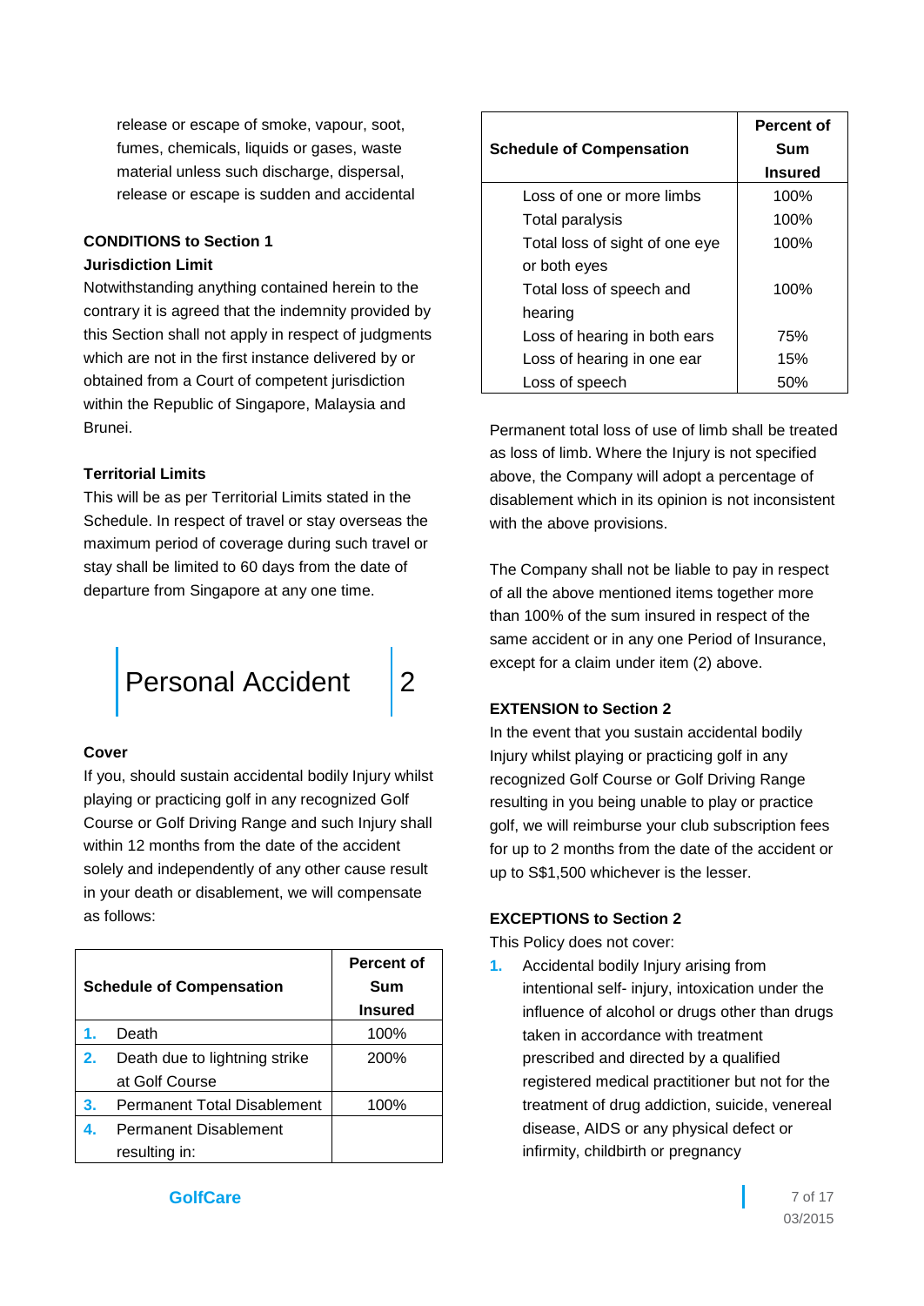release or escape of smoke, vapour, soot, fumes, chemicals, liquids or gases, waste material unless such discharge, dispersal, release or escape is sudden and accidental

**CONDITIONS to Section 1**

**Jurisdiction Limit**

Notwithstanding anything contained herein to the contrary it is agreed that the indemnity provided by this Section shall not apply in respect of judgments which are not in the first instance delivered by or obtained from a Court of competent jurisdiction within the Republic of Singapore, Malaysia and Brunei.

**Territorial Limits**

This will be as per Territorial Limits stated in the Schedule. In respect of travel or stay overseas the maximum period of coverage during such travel or stay shall be limited to 60 days from the date of departure from Singapore at any one time.

# Personal Accident | 2

**Cover**

If you, should sustain accidental bodily Injury whilst playing or practicing golf in any recognized Golf Course or Golf Driving Range and such Injury shall within 12 months from the date of the accident solely and independently of any other cause result in your death or disablement, we will compensate as follows:

| Schedule of Compensation | Percent of Sum Insured |
|---|---|
| 1. Death | 100% |
| 2. Death due to lightning strike at Golf Course | 200% |
| 3. Permanent Total Disablement | 100% |
| 4. Permanent Disablement resulting in: | |
| Loss of one or more limbs | 100% |
| Total paralysis | 100% |
| Total loss of sight of one eye or both eyes | 100% |
| Total loss of speech and hearing | 100% |
| Loss of hearing in both ears | 75% |
| Loss of hearing in one ear | 15% |
| Loss of speech | 50% |

Permanent total loss of use of limb shall be treated as loss of limb. Where the Injury is not specified above, the Company will adopt a percentage of disablement which in its opinion is not inconsistent with the above provisions.

The Company shall not be liable to pay in respect of all the above mentioned items together more than 100% of the sum insured in respect of the same accident or in any one Period of Insurance, except for a claim under item (2) above.

**EXTENSION to Section 2**

In the event that you sustain accidental bodily Injury whilst playing or practicing golf in any recognized Golf Course or Golf Driving Range resulting in you being unable to play or practice golf, we will reimburse your club subscription fees for up to 2 months from the date of the accident or up to S$1,500 whichever is the lesser.

**EXCEPTIONS to Section 2**

This Policy does not cover:

1. Accidental bodily Injury arising from intentional self- injury, intoxication under the influence of alcohol or drugs other than drugs taken in accordance with treatment prescribed and directed by a qualified registered medical practitioner but not for the treatment of drug addiction, suicide, venereal disease, AIDS or any physical defect or infirmity, childbirth or pregnancy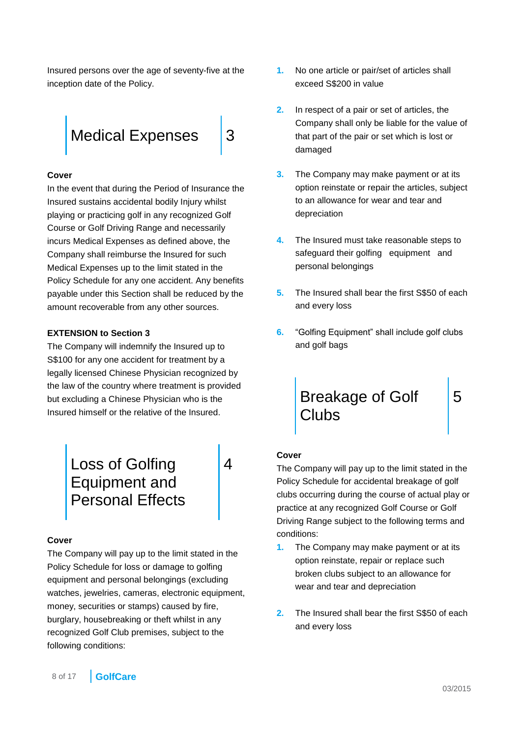Insured persons over the age of seventy-five at the inception date of the Policy.

## Medical Expenses 3

**Cover**

In the event that during the Period of Insurance the Insured sustains accidental bodily Injury whilst playing or practicing golf in any recognized Golf Course or Golf Driving Range and necessarily incurs Medical Expenses as defined above, the Company shall reimburse the Insured for such Medical Expenses up to the limit stated in the Policy Schedule for any one accident. Any benefits payable under this Section shall be reduced by the amount recoverable from any other sources.

**EXTENSION to Section 3**

The Company will indemnify the Insured up to S$100 for any one accident for treatment by a legally licensed Chinese Physician recognized by the law of the country where treatment is provided but excluding a Chinese Physician who is the Insured himself or the relative of the Insured.

## Loss of Golfing Equipment and Personal Effects 4

**Cover**

The Company will pay up to the limit stated in the Policy Schedule for loss or damage to golfing equipment and personal belongings (excluding watches, jewelries, cameras, electronic equipment, money, securities or stamps) caused by fire, burglary, housebreaking or theft whilst in any recognized Golf Club premises, subject to the following conditions:

1. No one article or pair/set of articles shall exceed S$200 in value
2. In respect of a pair or set of articles, the Company shall only be liable for the value of that part of the pair or set which is lost or damaged
3. The Company may make payment or at its option reinstate or repair the articles, subject to an allowance for wear and tear and depreciation
4. The Insured must take reasonable steps to safeguard their golfing equipment and personal belongings
5. The Insured shall bear the first S$50 of each and every loss
6. "Golfing Equipment" shall include golf clubs and golf bags

## Breakage of Golf Clubs 5

**Cover**

The Company will pay up to the limit stated in the Policy Schedule for accidental breakage of golf clubs occurring during the course of actual play or practice at any recognized Golf Course or Golf Driving Range subject to the following terms and conditions:

1. The Company may make payment or at its option reinstate, repair or replace such broken clubs subject to an allowance for wear and tear and depreciation
2. The Insured shall bear the first S$50 of each and every loss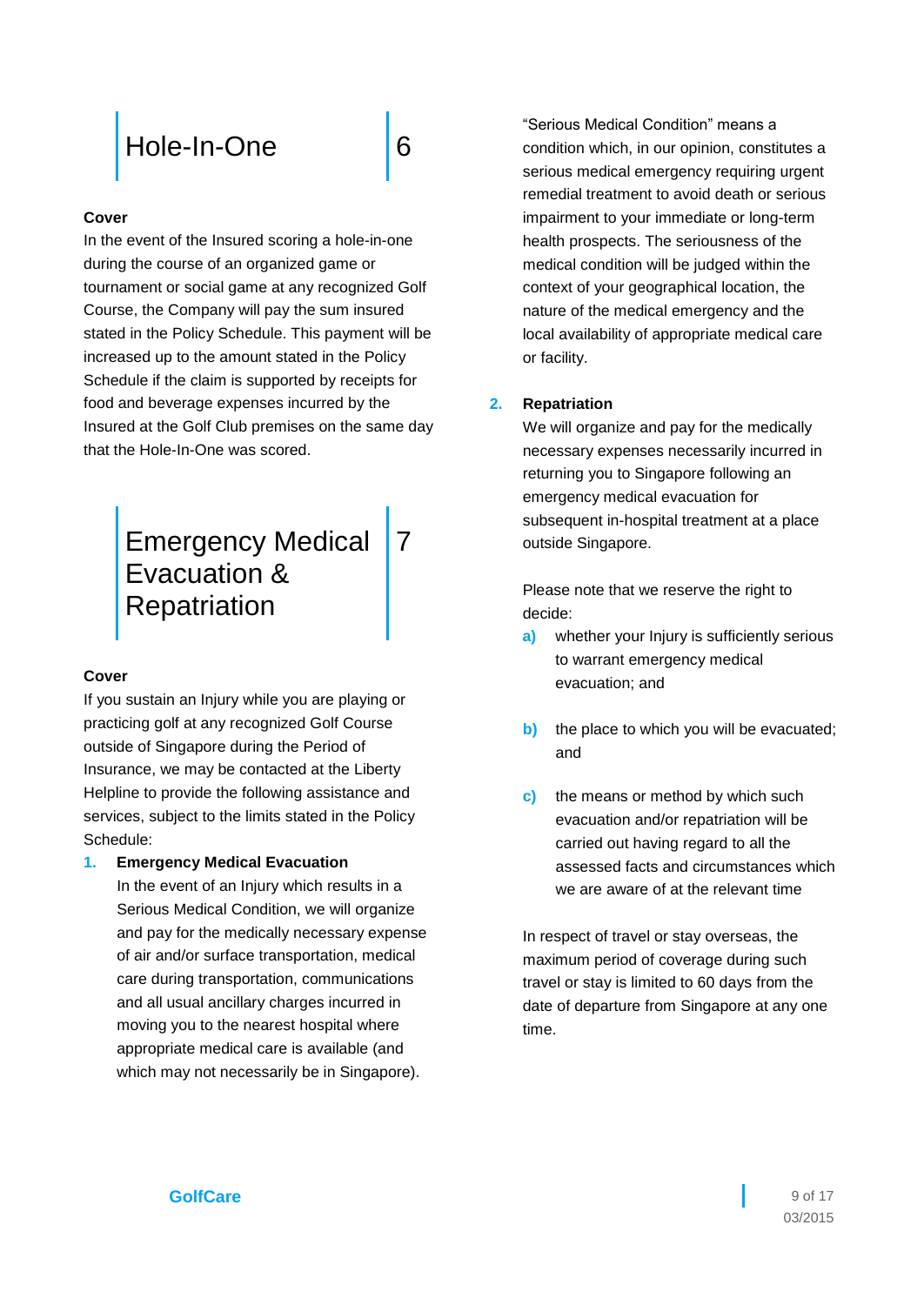## Hole-In-One 6

**Cover**

In the event of the Insured scoring a hole-in-one during the course of an organized game or tournament or social game at any recognized Golf Course, the Company will pay the sum insured stated in the Policy Schedule. This payment will be increased up to the amount stated in the Policy Schedule if the claim is supported by receipts for food and beverage expenses incurred by the Insured at the Golf Club premises on the same day that the Hole-In-One was scored.

## Emergency Medical Evacuation & Repatriation 7

**Cover**

If you sustain an Injury while you are playing or practicing golf at any recognized Golf Course outside of Singapore during the Period of Insurance, we may be contacted at the Liberty Helpline to provide the following assistance and services, subject to the limits stated in the Policy Schedule:

1. **Emergency Medical Evacuation**
   In the event of an Injury which results in a Serious Medical Condition, we will organize and pay for the medically necessary expense of air and/or surface transportation, medical care during transportation, communications and all usual ancillary charges incurred in moving you to the nearest hospital where appropriate medical care is available (and which may not necessarily be in Singapore).

   "Serious Medical Condition" means a condition which, in our opinion, constitutes a serious medical emergency requiring urgent remedial treatment to avoid death or serious impairment to your immediate or long-term health prospects. The seriousness of the medical condition will be judged within the context of your geographical location, the nature of the medical emergency and the local availability of appropriate medical care or facility.

2. **Repatriation**
   We will organize and pay for the medically necessary expenses necessarily incurred in returning you to Singapore following an emergency medical evacuation for subsequent in-hospital treatment at a place outside Singapore.

Please note that we reserve the right to decide:

a) whether your Injury is sufficiently serious to warrant emergency medical evacuation; and

b) the place to which you will be evacuated; and

c) the means or method by which such evacuation and/or repatriation will be carried out having regard to all the assessed facts and circumstances which we are aware of at the relevant time

In respect of travel or stay overseas, the maximum period of coverage during such travel or stay is limited to 60 days from the date of departure from Singapore at any one time.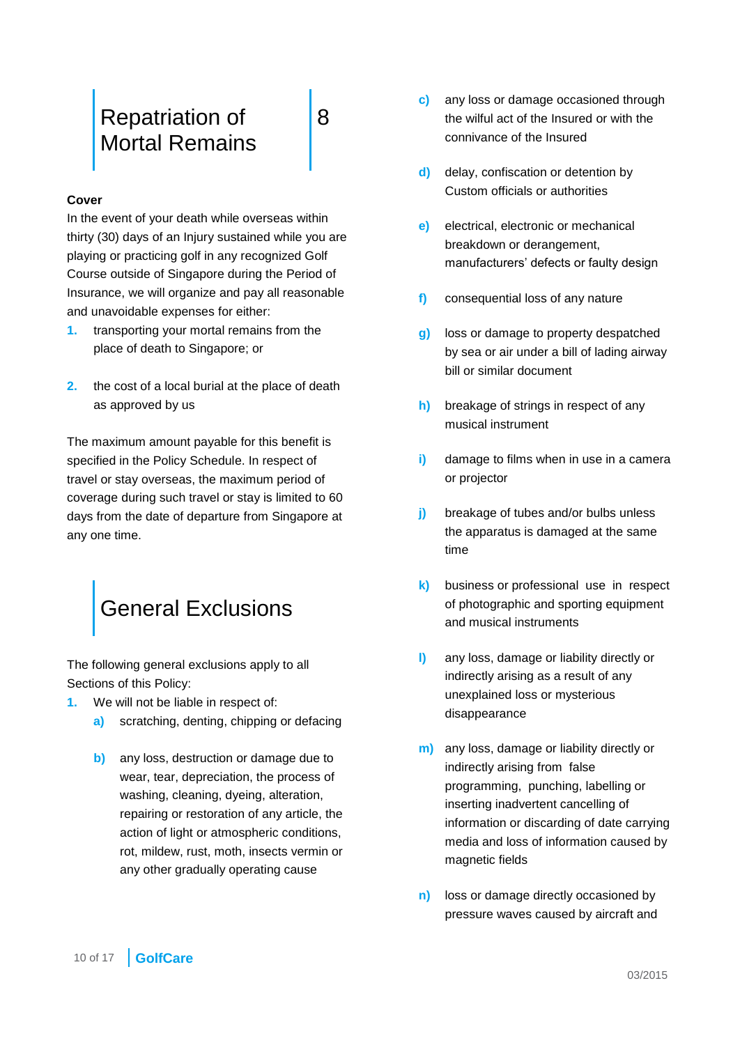## Repatriation of Mortal Remains 8

**Cover**

In the event of your death while overseas within thirty (30) days of an Injury sustained while you are playing or practicing golf in any recognized Golf Course outside of Singapore during the Period of Insurance, we will organize and pay all reasonable and unavoidable expenses for either:

1. transporting your mortal remains from the place of death to Singapore; or
2. the cost of a local burial at the place of death as approved by us

The maximum amount payable for this benefit is specified in the Policy Schedule. In respect of travel or stay overseas, the maximum period of coverage during such travel or stay is limited to 60 days from the date of departure from Singapore at any one time.

## General Exclusions

The following general exclusions apply to all Sections of this Policy:

1. We will not be liable in respect of:
   - a) scratching, denting, chipping or defacing
   - b) any loss, destruction or damage due to wear, tear, depreciation, the process of washing, cleaning, dyeing, alteration, repairing or restoration of any article, the action of light or atmospheric conditions, rot, mildew, rust, moth, insects vermin or any other gradually operating cause
   - c) any loss or damage occasioned through the wilful act of the Insured or with the connivance of the Insured
   - d) delay, confiscation or detention by Custom officials or authorities
   - e) electrical, electronic or mechanical breakdown or derangement, manufacturers' defects or faulty design
   - f) consequential loss of any nature
   - g) loss or damage to property despatched by sea or air under a bill of lading airway bill or similar document
   - h) breakage of strings in respect of any musical instrument
   - i) damage to films when in use in a camera or projector
   - j) breakage of tubes and/or bulbs unless the apparatus is damaged at the same time
   - k) business or professional use in respect of photographic and sporting equipment and musical instruments
   - l) any loss, damage or liability directly or indirectly arising as a result of any unexplained loss or mysterious disappearance
   - m) any loss, damage or liability directly or indirectly arising from false programming, punching, labelling or inserting inadvertent cancelling of information or discarding of date carrying media and loss of information caused by magnetic fields
   - n) loss or damage directly occasioned by pressure waves caused by aircraft and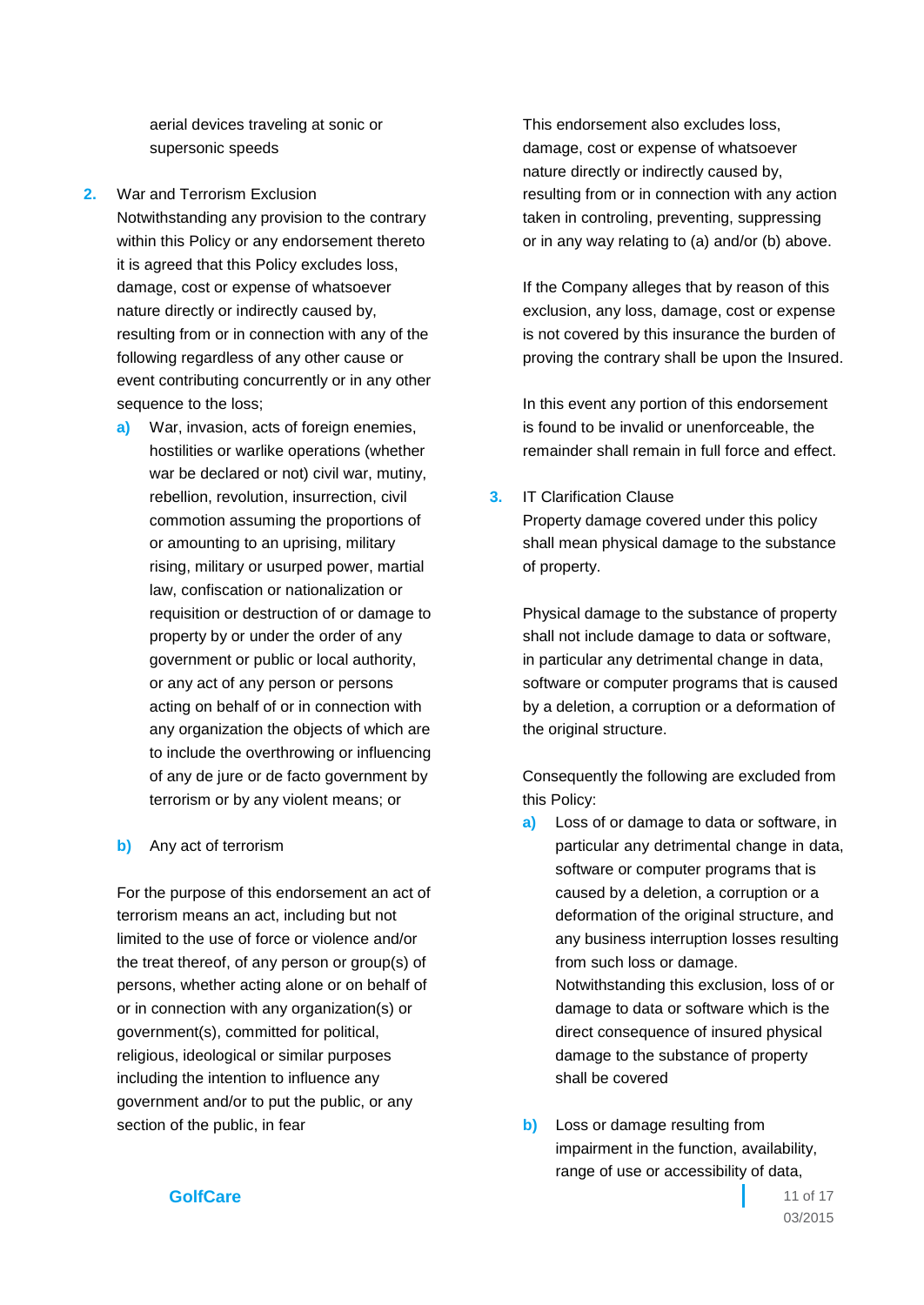aerial devices traveling at sonic or supersonic speeds

2. War and Terrorism Exclusion
Notwithstanding any provision to the contrary within this Policy or any endorsement thereto it is agreed that this Policy excludes loss, damage, cost or expense of whatsoever nature directly or indirectly caused by, resulting from or in connection with any of the following regardless of any other cause or event contributing concurrently or in any other sequence to the loss;

   a) War, invasion, acts of foreign enemies, hostilities or warlike operations (whether war be declared or not) civil war, mutiny, rebellion, revolution, insurrection, civil commotion assuming the proportions of or amounting to an uprising, military rising, military or usurped power, martial law, confiscation or nationalization or requisition or destruction of or damage to property by or under the order of any government or public or local authority, or any act of any person or persons acting on behalf of or in connection with any organization the objects of which are to include the overthrowing or influencing of any de jure or de facto government by terrorism or by any violent means; or

   b) Any act of terrorism

For the purpose of this endorsement an act of terrorism means an act, including but not limited to the use of force or violence and/or the treat thereof, of any person or group(s) of persons, whether acting alone or on behalf of or in connection with any organization(s) or government(s), committed for political, religious, ideological or similar purposes including the intention to influence any government and/or to put the public, or any section of the public, in fear

This endorsement also excludes loss, damage, cost or expense of whatsoever nature directly or indirectly caused by, resulting from or in connection with any action taken in controling, preventing, suppressing or in any way relating to (a) and/or (b) above.

If the Company alleges that by reason of this exclusion, any loss, damage, cost or expense is not covered by this insurance the burden of proving the contrary shall be upon the Insured.

In this event any portion of this endorsement is found to be invalid or unenforceable, the remainder shall remain in full force and effect.

3. IT Clarification Clause
Property damage covered under this policy shall mean physical damage to the substance of property.

Physical damage to the substance of property shall not include damage to data or software, in particular any detrimental change in data, software or computer programs that is caused by a deletion, a corruption or a deformation of the original structure.

Consequently the following are excluded from this Policy:

   a) Loss of or damage to data or software, in particular any detrimental change in data, software or computer programs that is caused by a deletion, a corruption or a deformation of the original structure, and any business interruption losses resulting from such loss or damage.
   Notwithstanding this exclusion, loss of or damage to data or software which is the direct consequence of insured physical damage to the substance of property shall be covered

   b) Loss or damage resulting from impairment in the function, availability, range of use or accessibility of data,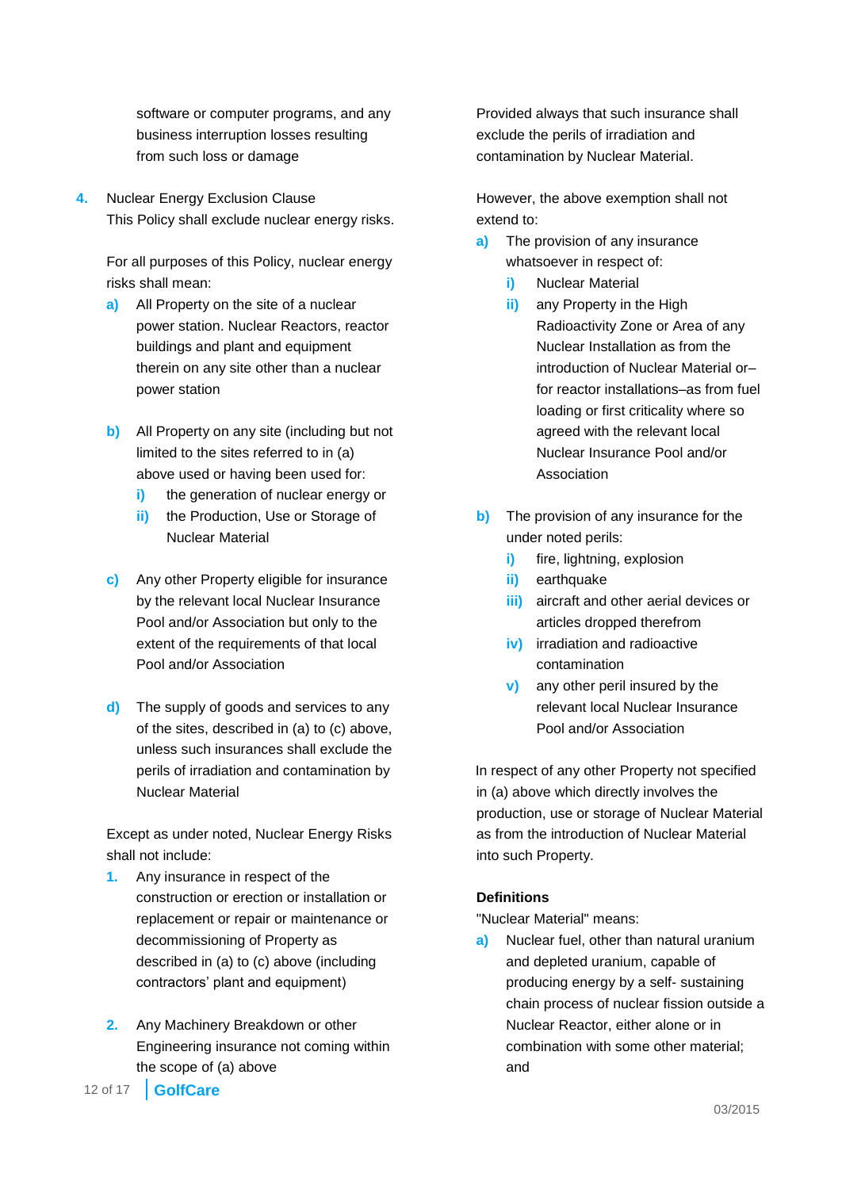software or computer programs, and any business interruption losses resulting from such loss or damage

4. Nuclear Energy Exclusion Clause
This Policy shall exclude nuclear energy risks.

For all purposes of this Policy, nuclear energy risks shall mean:

a) All Property on the site of a nuclear power station. Nuclear Reactors, reactor buildings and plant and equipment therein on any site other than a nuclear power station

b) All Property on any site (including but not limited to the sites referred to in (a) above used or having been used for:
   i) the generation of nuclear energy or
   ii) the Production, Use or Storage of Nuclear Material

c) Any other Property eligible for insurance by the relevant local Nuclear Insurance Pool and/or Association but only to the extent of the requirements of that local Pool and/or Association

d) The supply of goods and services to any of the sites, described in (a) to (c) above, unless such insurances shall exclude the perils of irradiation and contamination by Nuclear Material

Except as under noted, Nuclear Energy Risks shall not include:

1. Any insurance in respect of the construction or erection or installation or replacement or repair or maintenance or decommissioning of Property as described in (a) to (c) above (including contractors' plant and equipment)

2. Any Machinery Breakdown or other Engineering insurance not coming within the scope of (a) above

Provided always that such insurance shall exclude the perils of irradiation and contamination by Nuclear Material.

However, the above exemption shall not extend to:

a) The provision of any insurance whatsoever in respect of:
   i) Nuclear Material
   ii) any Property in the High Radioactivity Zone or Area of any Nuclear Installation as from the introduction of Nuclear Material or–for reactor installations–as from fuel loading or first criticality where so agreed with the relevant local Nuclear Insurance Pool and/or Association

b) The provision of any insurance for the under noted perils:
   i) fire, lightning, explosion
   ii) earthquake
   iii) aircraft and other aerial devices or articles dropped therefrom
   iv) irradiation and radioactive contamination
   v) any other peril insured by the relevant local Nuclear Insurance Pool and/or Association

In respect of any other Property not specified in (a) above which directly involves the production, use or storage of Nuclear Material as from the introduction of Nuclear Material into such Property.

**Definitions**

"Nuclear Material" means:

a) Nuclear fuel, other than natural uranium and depleted uranium, capable of producing energy by a self- sustaining chain process of nuclear fission outside a Nuclear Reactor, either alone or in combination with some other material; and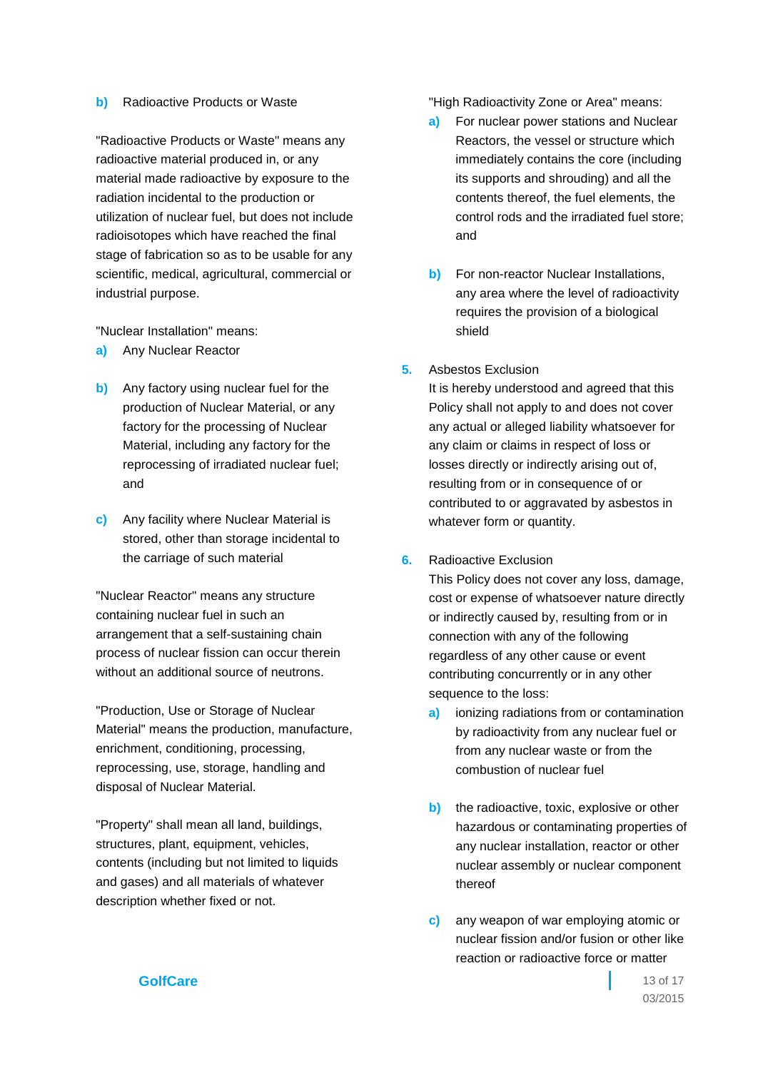**b)** Radioactive Products or Waste

"Radioactive Products or Waste" means any radioactive material produced in, or any material made radioactive by exposure to the radiation incidental to the production or utilization of nuclear fuel, but does not include radioisotopes which have reached the final stage of fabrication so as to be usable for any scientific, medical, agricultural, commercial or industrial purpose.

"Nuclear Installation" means:

**a)** Any Nuclear Reactor

**b)** Any factory using nuclear fuel for the production of Nuclear Material, or any factory for the processing of Nuclear Material, including any factory for the reprocessing of irradiated nuclear fuel; and

**c)** Any facility where Nuclear Material is stored, other than storage incidental to the carriage of such material

"Nuclear Reactor" means any structure containing nuclear fuel in such an arrangement that a self-sustaining chain process of nuclear fission can occur therein without an additional source of neutrons.

"Production, Use or Storage of Nuclear Material" means the production, manufacture, enrichment, conditioning, processing, reprocessing, use, storage, handling and disposal of Nuclear Material.

"Property" shall mean all land, buildings, structures, plant, equipment, vehicles, contents (including but not limited to liquids and gases) and all materials of whatever description whether fixed or not.

"High Radioactivity Zone or Area" means:

**a)** For nuclear power stations and Nuclear Reactors, the vessel or structure which immediately contains the core (including its supports and shrouding) and all the contents thereof, the fuel elements, the control rods and the irradiated fuel store; and

**b)** For non-reactor Nuclear Installations, any area where the level of radioactivity requires the provision of a biological shield

**5.** Asbestos Exclusion

It is hereby understood and agreed that this Policy shall not apply to and does not cover any actual or alleged liability whatsoever for any claim or claims in respect of loss or losses directly or indirectly arising out of, resulting from or in consequence of or contributed to or aggravated by asbestos in whatever form or quantity.

**6.** Radioactive Exclusion

This Policy does not cover any loss, damage, cost or expense of whatsoever nature directly or indirectly caused by, resulting from or in connection with any of the following regardless of any other cause or event contributing concurrently or in any other sequence to the loss:

**a)** ionizing radiations from or contamination by radioactivity from any nuclear fuel or from any nuclear waste or from the combustion of nuclear fuel

**b)** the radioactive, toxic, explosive or other hazardous or contaminating properties of any nuclear installation, reactor or other nuclear assembly or nuclear component thereof

**c)** any weapon of war employing atomic or nuclear fission and/or fusion or other like reaction or radioactive force or matter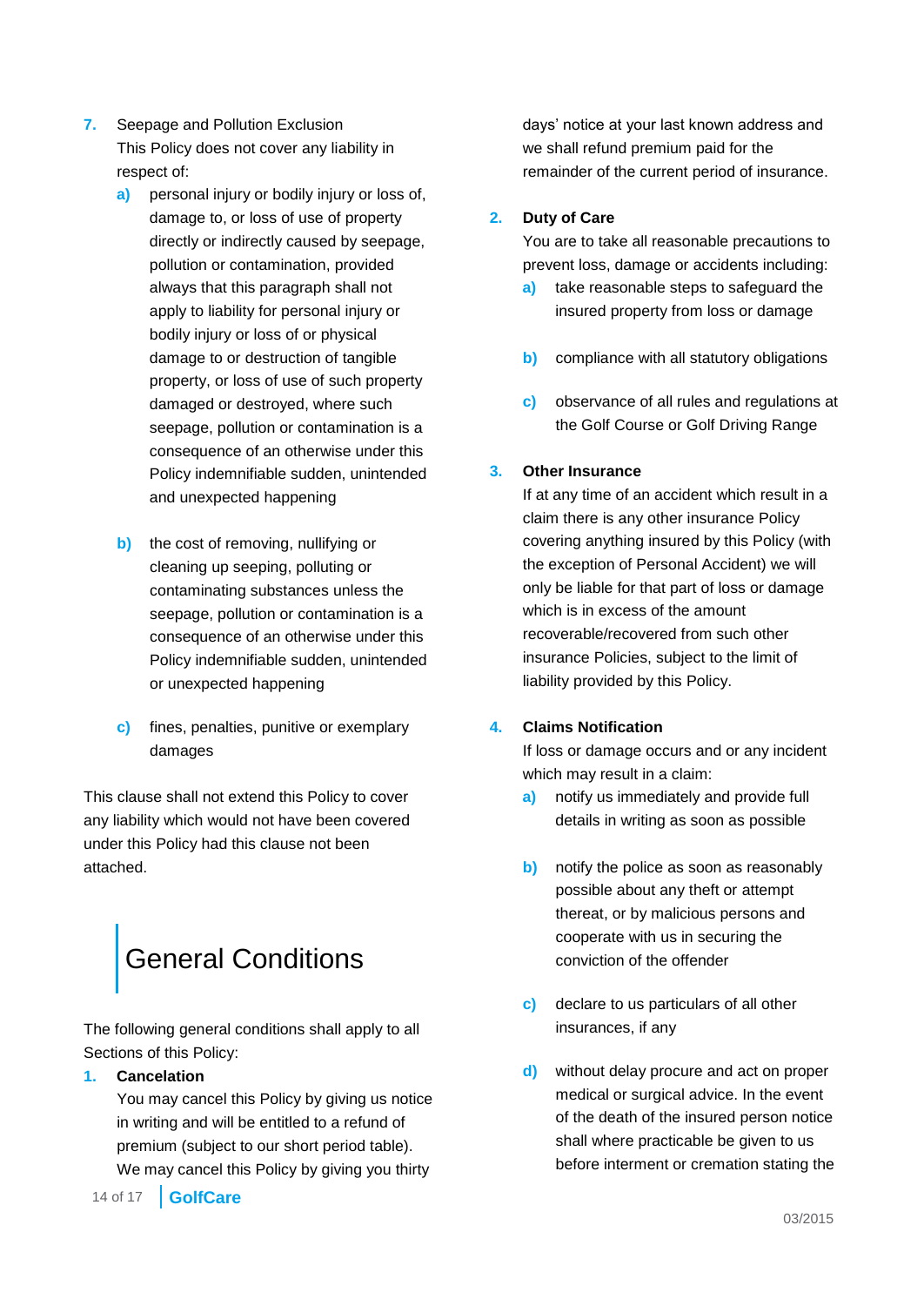7. Seepage and Pollution Exclusion
   This Policy does not cover any liability in respect of:
   a) personal injury or bodily injury or loss of, damage to, or loss of use of property directly or indirectly caused by seepage, pollution or contamination, provided always that this paragraph shall not apply to liability for personal injury or bodily injury or loss of or physical damage to or destruction of tangible property, or loss of use of such property damaged or destroyed, where such seepage, pollution or contamination is a consequence of an otherwise under this Policy indemnifiable sudden, unintended and unexpected happening

   b) the cost of removing, nullifying or cleaning up seeping, polluting or contaminating substances unless the seepage, pollution or contamination is a consequence of an otherwise under this Policy indemnifiable sudden, unintended or unexpected happening

   c) fines, penalties, punitive or exemplary damages

This clause shall not extend this Policy to cover any liability which would not have been covered under this Policy had this clause not been attached.

# General Conditions

The following general conditions shall apply to all Sections of this Policy:

1. **Cancelation**
   You may cancel this Policy by giving us notice in writing and will be entitled to a refund of premium (subject to our short period table). We may cancel this Policy by giving you thirty days' notice at your last known address and we shall refund premium paid for the remainder of the current period of insurance.

2. **Duty of Care**
   You are to take all reasonable precautions to prevent loss, damage or accidents including:
   a) take reasonable steps to safeguard the insured property from loss or damage

   b) compliance with all statutory obligations

   c) observance of all rules and regulations at the Golf Course or Golf Driving Range

3. **Other Insurance**
   If at any time of an accident which result in a claim there is any other insurance Policy covering anything insured by this Policy (with the exception of Personal Accident) we will only be liable for that part of loss or damage which is in excess of the amount recoverable/recovered from such other insurance Policies, subject to the limit of liability provided by this Policy.

4. **Claims Notification**
   If loss or damage occurs and or any incident which may result in a claim:
   a) notify us immediately and provide full details in writing as soon as possible

   b) notify the police as soon as reasonably possible about any theft or attempt thereat, or by malicious persons and cooperate with us in securing the conviction of the offender

   c) declare to us particulars of all other insurances, if any

   d) without delay procure and act on proper medical or surgical advice. In the event of the death of the insured person notice shall where practicable be given to us before interment or cremation stating the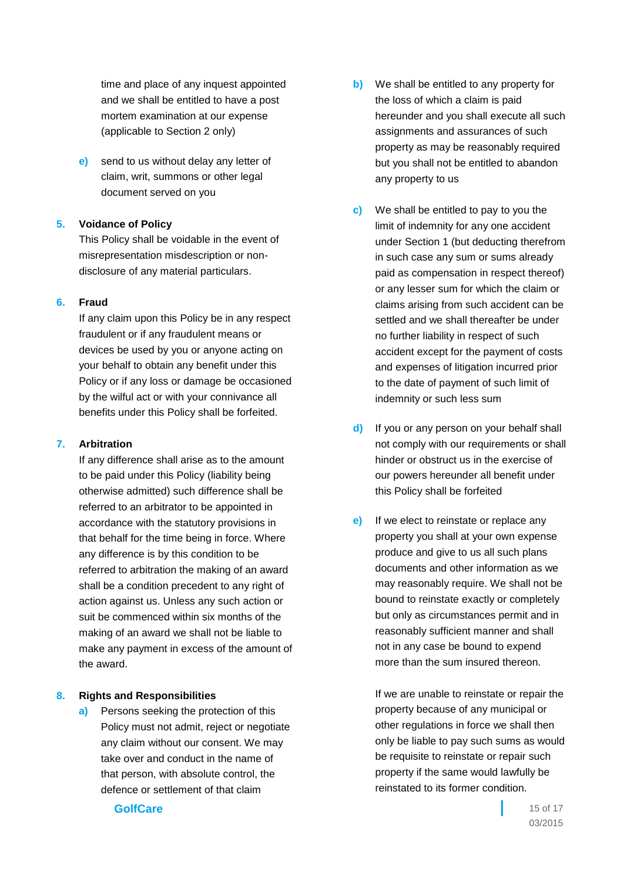time and place of any inquest appointed and we shall be entitled to have a post mortem examination at our expense (applicable to Section 2 only)

**e)** send to us without delay any letter of claim, writ, summons or other legal document served on you

**5. Voidance of Policy**

This Policy shall be voidable in the event of misrepresentation misdescription or non-disclosure of any material particulars.

**6. Fraud**

If any claim upon this Policy be in any respect fraudulent or if any fraudulent means or devices be used by you or anyone acting on your behalf to obtain any benefit under this Policy or if any loss or damage be occasioned by the wilful act or with your connivance all benefits under this Policy shall be forfeited.

**7. Arbitration**

If any difference shall arise as to the amount to be paid under this Policy (liability being otherwise admitted) such difference shall be referred to an arbitrator to be appointed in accordance with the statutory provisions in that behalf for the time being in force. Where any difference is by this condition to be referred to arbitration the making of an award shall be a condition precedent to any right of action against us. Unless any such action or suit be commenced within six months of the making of an award we shall not be liable to make any payment in excess of the amount of the award.

**8. Rights and Responsibilities**

**a)** Persons seeking the protection of this Policy must not admit, reject or negotiate any claim without our consent. We may take over and conduct in the name of that person, with absolute control, the defence or settlement of that claim

**b)** We shall be entitled to any property for the loss of which a claim is paid hereunder and you shall execute all such assignments and assurances of such property as may be reasonably required but you shall not be entitled to abandon any property to us

**c)** We shall be entitled to pay to you the limit of indemnity for any one accident under Section 1 (but deducting therefrom in such case any sum or sums already paid as compensation in respect thereof) or any lesser sum for which the claim or claims arising from such accident can be settled and we shall thereafter be under no further liability in respect of such accident except for the payment of costs and expenses of litigation incurred prior to the date of payment of such limit of indemnity or such less sum

**d)** If you or any person on your behalf shall not comply with our requirements or shall hinder or obstruct us in the exercise of our powers hereunder all benefit under this Policy shall be forfeited

**e)** If we elect to reinstate or replace any property you shall at your own expense produce and give to us all such plans documents and other information as we may reasonably require. We shall not be bound to reinstate exactly or completely but only as circumstances permit and in reasonably sufficient manner and shall not in any case be bound to expend more than the sum insured thereon.

If we are unable to reinstate or repair the property because of any municipal or other regulations in force we shall then only be liable to pay such sums as would be requisite to reinstate or repair such property if the same would lawfully be reinstated to its former condition.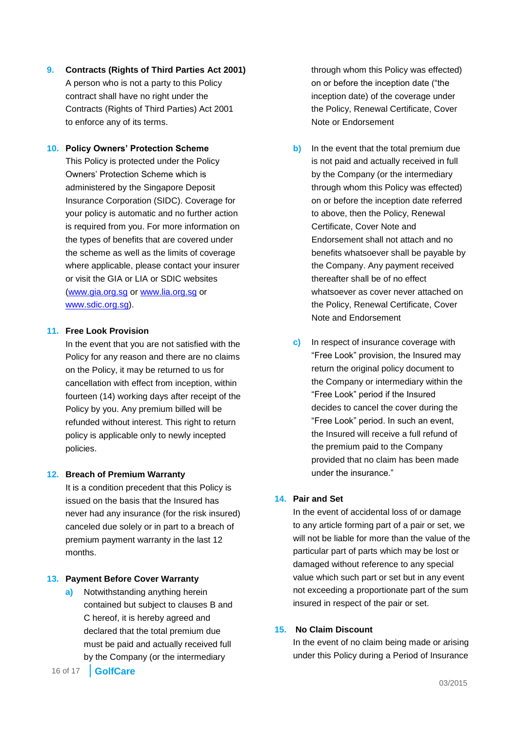**9. Contracts (Rights of Third Parties Act 2001)**

A person who is not a party to this Policy contract shall have no right under the Contracts (Rights of Third Parties) Act 2001 to enforce any of its terms.

**10. Policy Owners' Protection Scheme**

This Policy is protected under the Policy Owners' Protection Scheme which is administered by the Singapore Deposit Insurance Corporation (SIDC). Coverage for your policy is automatic and no further action is required from you. For more information on the types of benefits that are covered under the scheme as well as the limits of coverage where applicable, please contact your insurer or visit the GIA or LIA or SDIC websites (www.gia.org.sg or www.lia.org.sg or www.sdic.org.sg).

**11. Free Look Provision**

In the event that you are not satisfied with the Policy for any reason and there are no claims on the Policy, it may be returned to us for cancellation with effect from inception, within fourteen (14) working days after receipt of the Policy by you. Any premium billed will be refunded without interest. This right to return policy is applicable only to newly incepted policies.

**12. Breach of Premium Warranty**

It is a condition precedent that this Policy is issued on the basis that the Insured has never had any insurance (for the risk insured) canceled due solely or in part to a breach of premium payment warranty in the last 12 months.

**13. Payment Before Cover Warranty**

a) Notwithstanding anything herein contained but subject to clauses B and C hereof, it is hereby agreed and declared that the total premium due must be paid and actually received full by the Company (or the intermediary through whom this Policy was effected) on or before the inception date ("the inception date) of the coverage under the Policy, Renewal Certificate, Cover Note or Endorsement

b) In the event that the total premium due is not paid and actually received in full by the Company (or the intermediary through whom this Policy was effected) on or before the inception date referred to above, then the Policy, Renewal Certificate, Cover Note and Endorsement shall not attach and no benefits whatsoever shall be payable by the Company. Any payment received thereafter shall be of no effect whatsoever as cover never attached on the Policy, Renewal Certificate, Cover Note and Endorsement

c) In respect of insurance coverage with "Free Look" provision, the Insured may return the original policy document to the Company or intermediary within the "Free Look" period if the Insured decides to cancel the cover during the "Free Look" period. In such an event, the Insured will receive a full refund of the premium paid to the Company provided that no claim has been made under the insurance."

**14. Pair and Set**

In the event of accidental loss of or damage to any article forming part of a pair or set, we will not be liable for more than the value of the particular part of parts which may be lost or damaged without reference to any special value which such part or set but in any event not exceeding a proportionate part of the sum insured in respect of the pair or set.

**15. No Claim Discount**

In the event of no claim being made or arising under this Policy during a Period of Insurance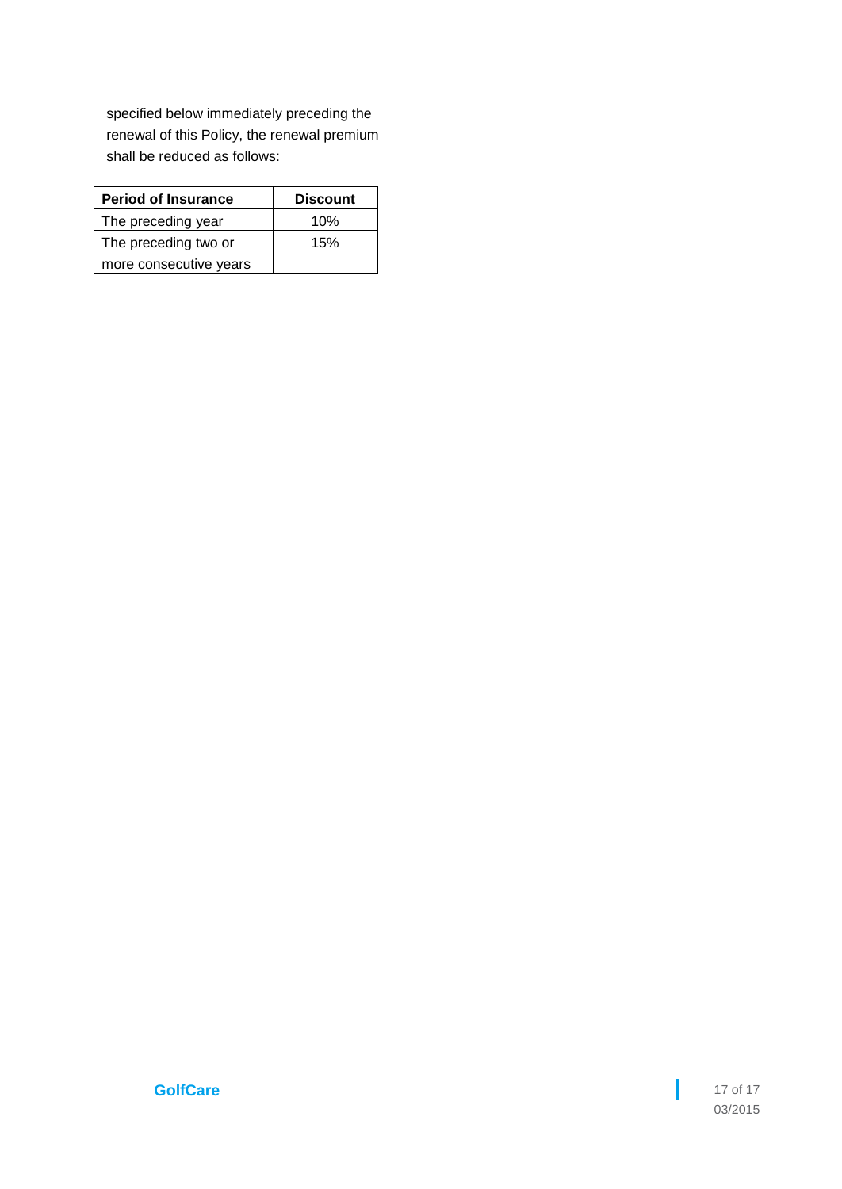specified below immediately preceding the renewal of this Policy, the renewal premium shall be reduced as follows:

| Period of Insurance | Discount |
|---|---|
| The preceding year | 10% |
| The preceding two or more consecutive years | 15% |